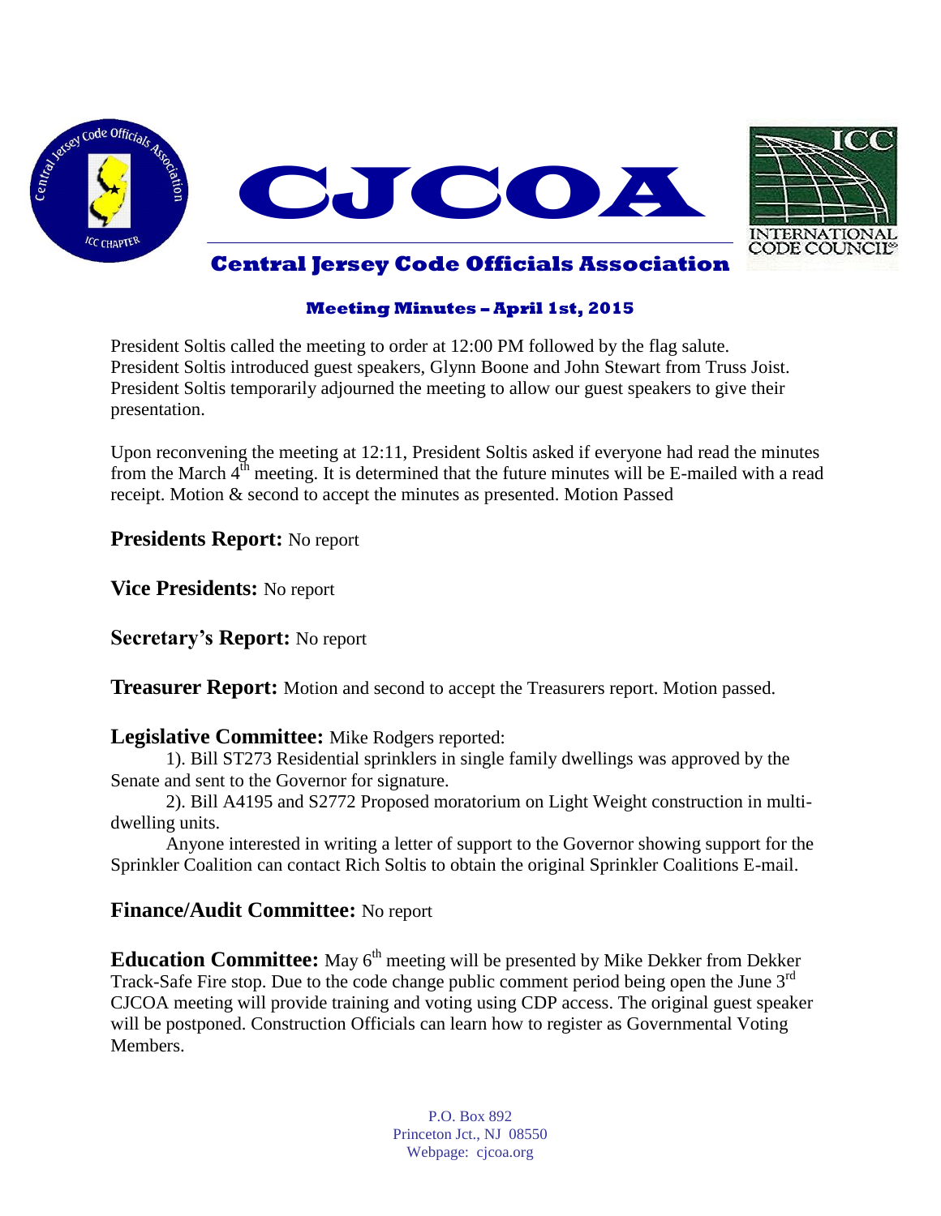# CJCOA

## Central Jersey Code Officials Association

### Meeting Minutes – April 1st, 2015

President Soltis called the meeting to order at 12:00 PM followed by the flag salute. President Soltis introduced guest speakers, Glynn Boone and John Stewart from Truss Joist. President Soltis temporarily adjourned the meeting to allow our guest speakers to give their presentation.

Upon reconvening the meeting at 12:11, President Soltis asked if everyone had read the minutes from the March 4th meeting. It is determined that the future minutes will be E-mailed with a read receipt. Motion & second to accept the minutes as presented. Motion Passed

**Presidents Report:** No report

**Vice Presidents:** No report

**Secretary's Report:** No report

**Treasurer Report:** Motion and second to accept the Treasurers report. Motion passed.

**Legislative Committee:** Mike Rodgers reported:

1). Bill ST273 Residential sprinklers in single family dwellings was approved by the Senate and sent to the Governor for signature.

2). Bill A4195 and S2772 Proposed moratorium on Light Weight construction in multi-dwelling units.

Anyone interested in writing a letter of support to the Governor showing support for the Sprinkler Coalition can contact Rich Soltis to obtain the original Sprinkler Coalitions E-mail.

**Finance/Audit Committee:** No report

**Education Committee:** May 6th meeting will be presented by Mike Dekker from Dekker Track-Safe Fire stop. Due to the code change public comment period being open the June 3rd CJCOA meeting will provide training and voting using CDP access. The original guest speaker will be postponed. Construction Officials can learn how to register as Governmental Voting Members.

P.O. Box 892
Princeton Jct., NJ 08550
Webpage: cjcoa.org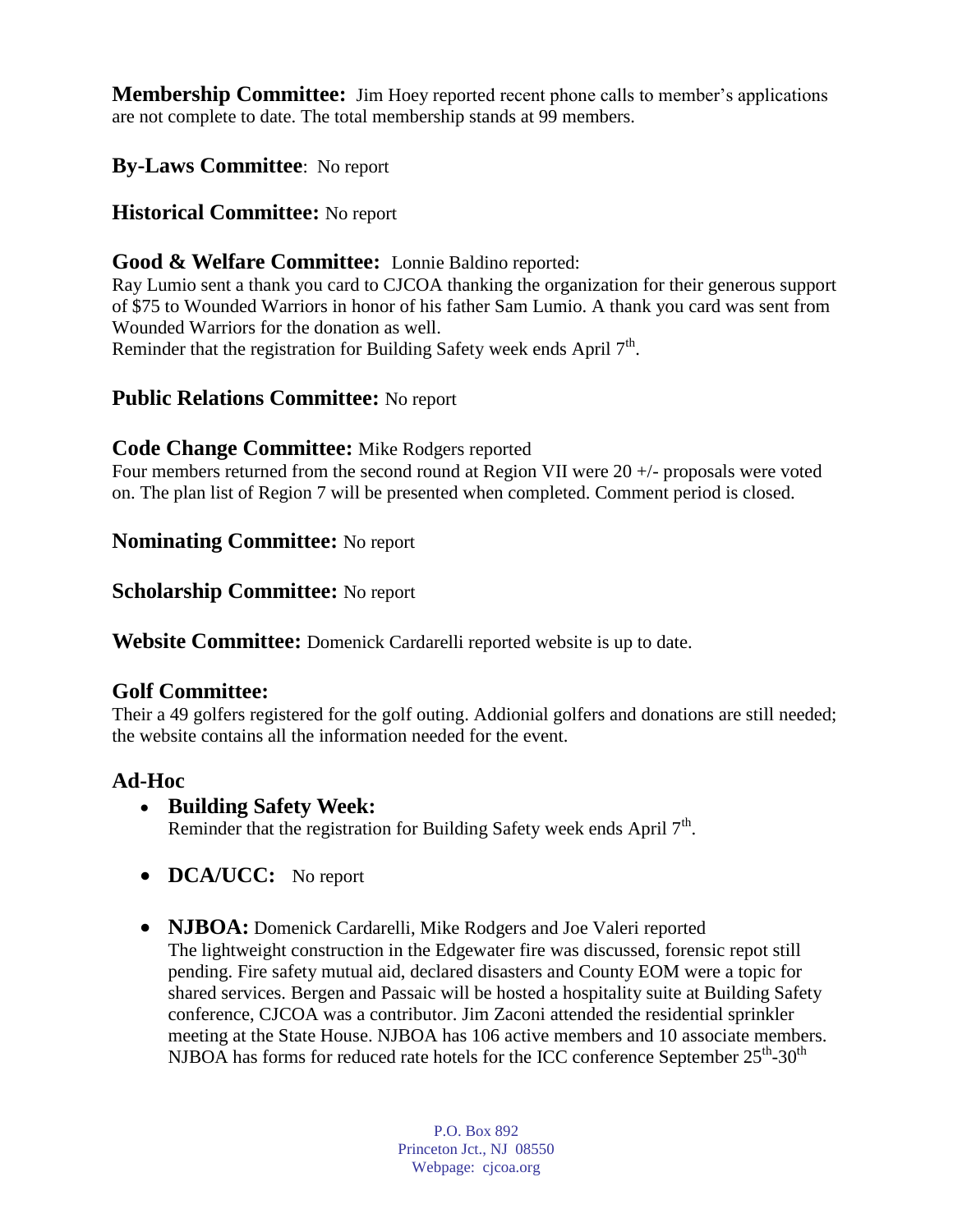**Membership Committee:** Jim Hoey reported recent phone calls to member's applications are not complete to date. The total membership stands at 99 members.

**By-Laws Committee**: No report

**Historical Committee:** No report

**Good & Welfare Committee:** Lonnie Baldino reported:
Ray Lumio sent a thank you card to CJCOA thanking the organization for their generous support of $75 to Wounded Warriors in honor of his father Sam Lumio. A thank you card was sent from Wounded Warriors for the donation as well.
Reminder that the registration for Building Safety week ends April 7th.

**Public Relations Committee:** No report

**Code Change Committee:** Mike Rodgers reported
Four members returned from the second round at Region VII were 20 +/- proposals were voted on. The plan list of Region 7 will be presented when completed. Comment period is closed.

**Nominating Committee:** No report

**Scholarship Committee:** No report

**Website Committee:** Domenick Cardarelli reported website is up to date.

**Golf Committee:**
Their a 49 golfers registered for the golf outing. Addionial golfers and donations are still needed; the website contains all the information needed for the event.

**Ad-Hoc**

- **Building Safety Week:**
  Reminder that the registration for Building Safety week ends April 7th.

- **DCA/UCC:** No report

- **NJBOA:** Domenick Cardarelli, Mike Rodgers and Joe Valeri reported
  The lightweight construction in the Edgewater fire was discussed, forensic repot still pending. Fire safety mutual aid, declared disasters and County EOM were a topic for shared services. Bergen and Passaic will be hosted a hospitality suite at Building Safety conference, CJCOA was a contributor. Jim Zaconi attended the residential sprinkler meeting at the State House. NJBOA has 106 active members and 10 associate members. NJBOA has forms for reduced rate hotels for the ICC conference September 25th-30th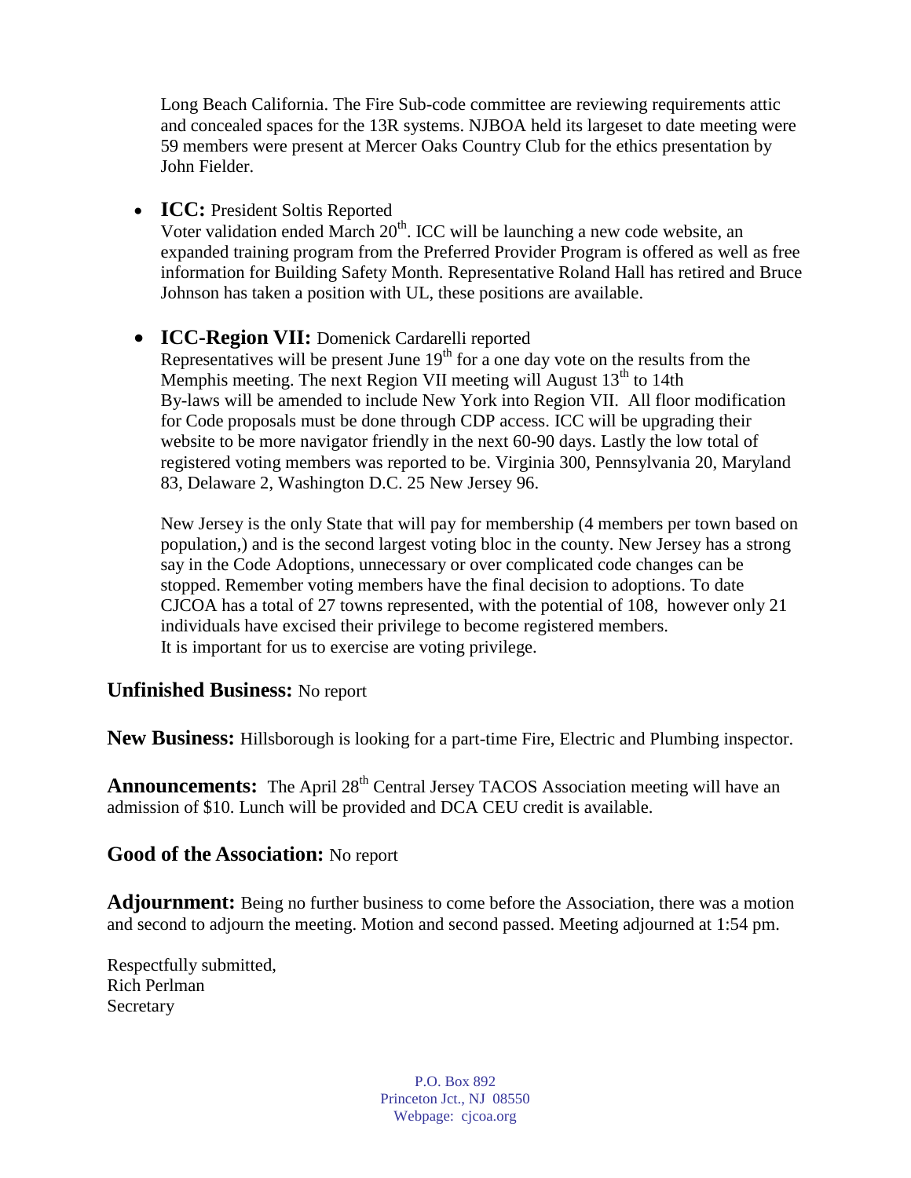Long Beach California. The Fire Sub-code committee are reviewing requirements attic and concealed spaces for the 13R systems. NJBOA held its largeset to date meeting were 59 members were present at Mercer Oaks Country Club for the ethics presentation by John Fielder.

- **ICC:** President Soltis Reported
  Voter validation ended March 20th. ICC will be launching a new code website, an expanded training program from the Preferred Provider Program is offered as well as free information for Building Safety Month. Representative Roland Hall has retired and Bruce Johnson has taken a position with UL, these positions are available.

- **ICC-Region VII:** Domenick Cardarelli reported
  Representatives will be present June 19th for a one day vote on the results from the Memphis meeting. The next Region VII meeting will August 13th to 14th
  By-laws will be amended to include New York into Region VII. All floor modification for Code proposals must be done through CDP access. ICC will be upgrading their website to be more navigator friendly in the next 60-90 days. Lastly the low total of registered voting members was reported to be. Virginia 300, Pennsylvania 20, Maryland 83, Delaware 2, Washington D.C. 25 New Jersey 96.

  New Jersey is the only State that will pay for membership (4 members per town based on population,) and is the second largest voting bloc in the county. New Jersey has a strong say in the Code Adoptions, unnecessary or over complicated code changes can be stopped. Remember voting members have the final decision to adoptions. To date CJCOA has a total of 27 towns represented, with the potential of 108, however only 21 individuals have excised their privilege to become registered members.
  It is important for us to exercise are voting privilege.

**Unfinished Business:** No report

**New Business:** Hillsborough is looking for a part-time Fire, Electric and Plumbing inspector.

**Announcements:** The April 28th Central Jersey TACOS Association meeting will have an admission of $10. Lunch will be provided and DCA CEU credit is available.

**Good of the Association:** No report

**Adjournment:** Being no further business to come before the Association, there was a motion and second to adjourn the meeting. Motion and second passed. Meeting adjourned at 1:54 pm.

Respectfully submitted,
Rich Perlman
Secretary

P.O. Box 892
Princeton Jct., NJ 08550
Webpage: cjcoa.org